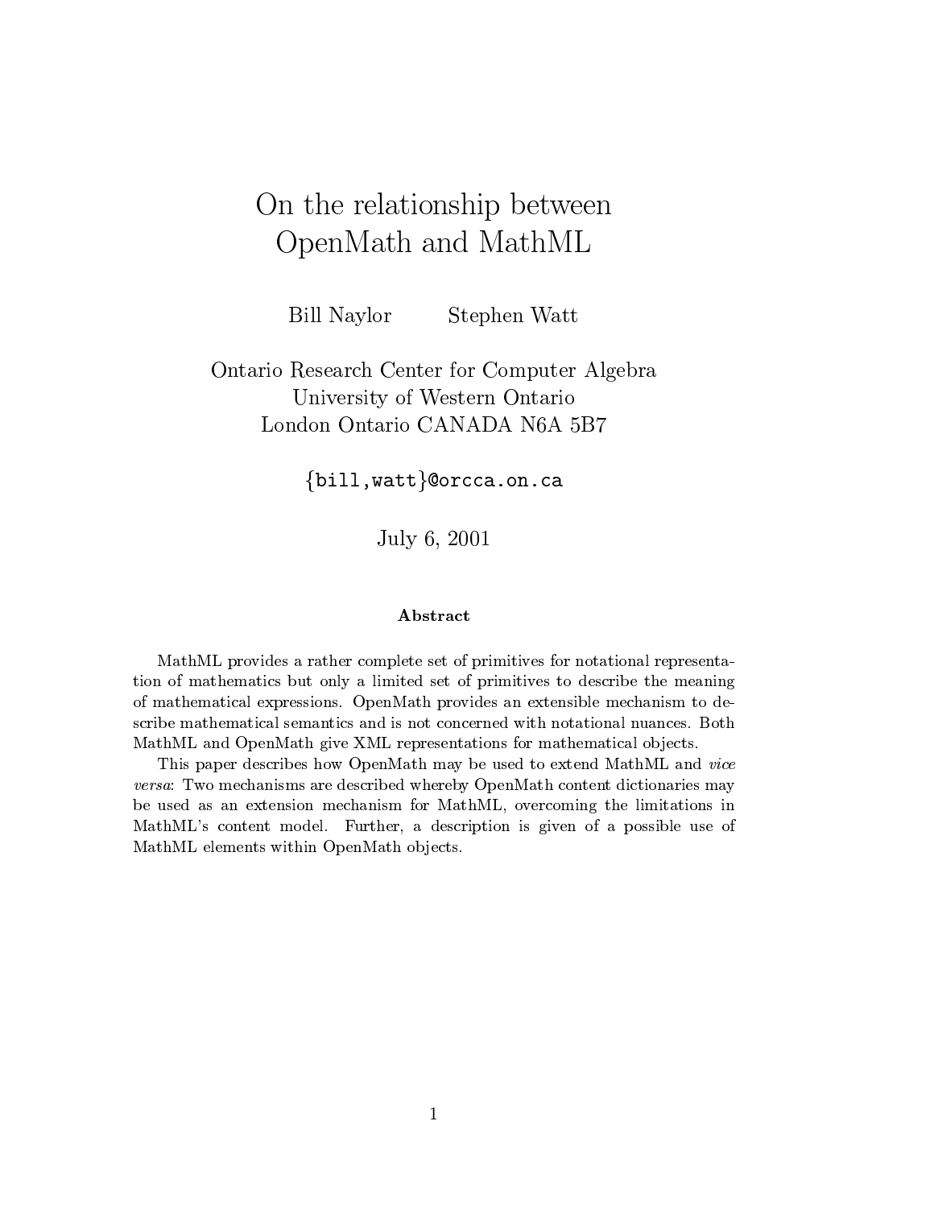# On the relationship between OpenMath and MathML

Bill Naylor Stephen Watt

Ontario Research Center for Computer Algebra
University of Western Ontario
London Ontario CANADA N6A 5B7

{bill,watt}@orcca.on.ca

July 6, 2001

### Abstract

MathML provides a rather complete set of primitives for notational representation of mathematics but only a limited set of primitives to describe the meaning of mathematical expressions. OpenMath provides an extensible mechanism to describe mathematical semantics and is not concerned with notational nuances. Both MathML and OpenMath give XML representations for mathematical objects.

This paper describes how OpenMath may be used to extend MathML and *vice versa*: Two mechanisms are described whereby OpenMath content dictionaries may be used as an extension mechanism for MathML, overcoming the limitations in MathML's content model. Further, a description is given of a possible use of MathML elements within OpenMath objects.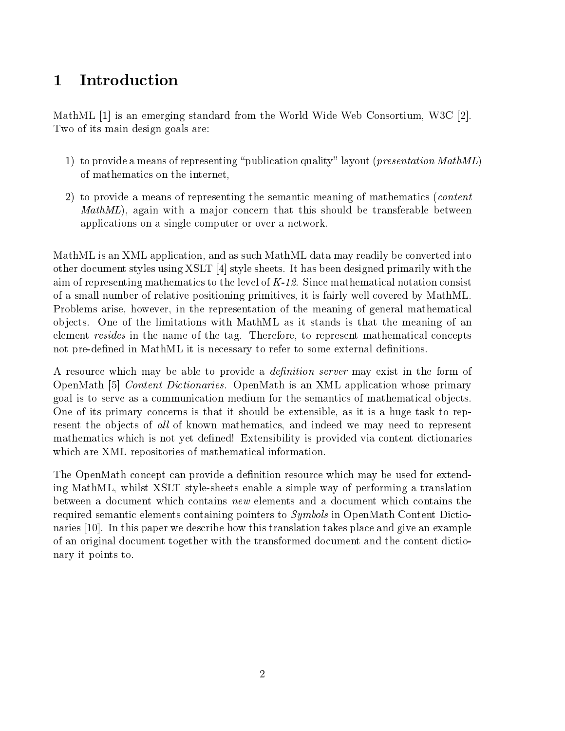# 1 Introduction

MathML [1] is an emerging standard from the World Wide Web Consortium, W3C [2]. Two of its main design goals are:

1) to provide a means of representing "publication quality" layout (*presentation MathML*) of mathematics on the internet,

2) to provide a means of representing the semantic meaning of mathematics (*content MathML*), again with a major concern that this should be transferable between applications on a single computer or over a network.

MathML is an XML application, and as such MathML data may readily be converted into other document styles using XSLT [4] style sheets. It has been designed primarily with the aim of representing mathematics to the level of *K-12*. Since mathematical notation consist of a small number of relative positioning primitives, it is fairly well covered by MathML. Problems arise, however, in the representation of the meaning of general mathematical objects. One of the limitations with MathML as it stands is that the meaning of an element *resides* in the name of the tag. Therefore, to represent mathematical concepts not pre-defined in MathML it is necessary to refer to some external definitions.

A resource which may be able to provide a *definition server* may exist in the form of OpenMath [5] *Content Dictionaries*. OpenMath is an XML application whose primary goal is to serve as a communication medium for the semantics of mathematical objects. One of its primary concerns is that it should be extensible, as it is a huge task to represent the objects of *all* of known mathematics, and indeed we may need to represent mathematics which is not yet defined! Extensibility is provided via content dictionaries which are XML repositories of mathematical information.

The OpenMath concept can provide a definition resource which may be used for extending MathML, whilst XSLT style-sheets enable a simple way of performing a translation between a document which contains *new* elements and a document which contains the required semantic elements containing pointers to *Symbols* in OpenMath Content Dictionaries [10]. In this paper we describe how this translation takes place and give an example of an original document together with the transformed document and the content dictionary it points to.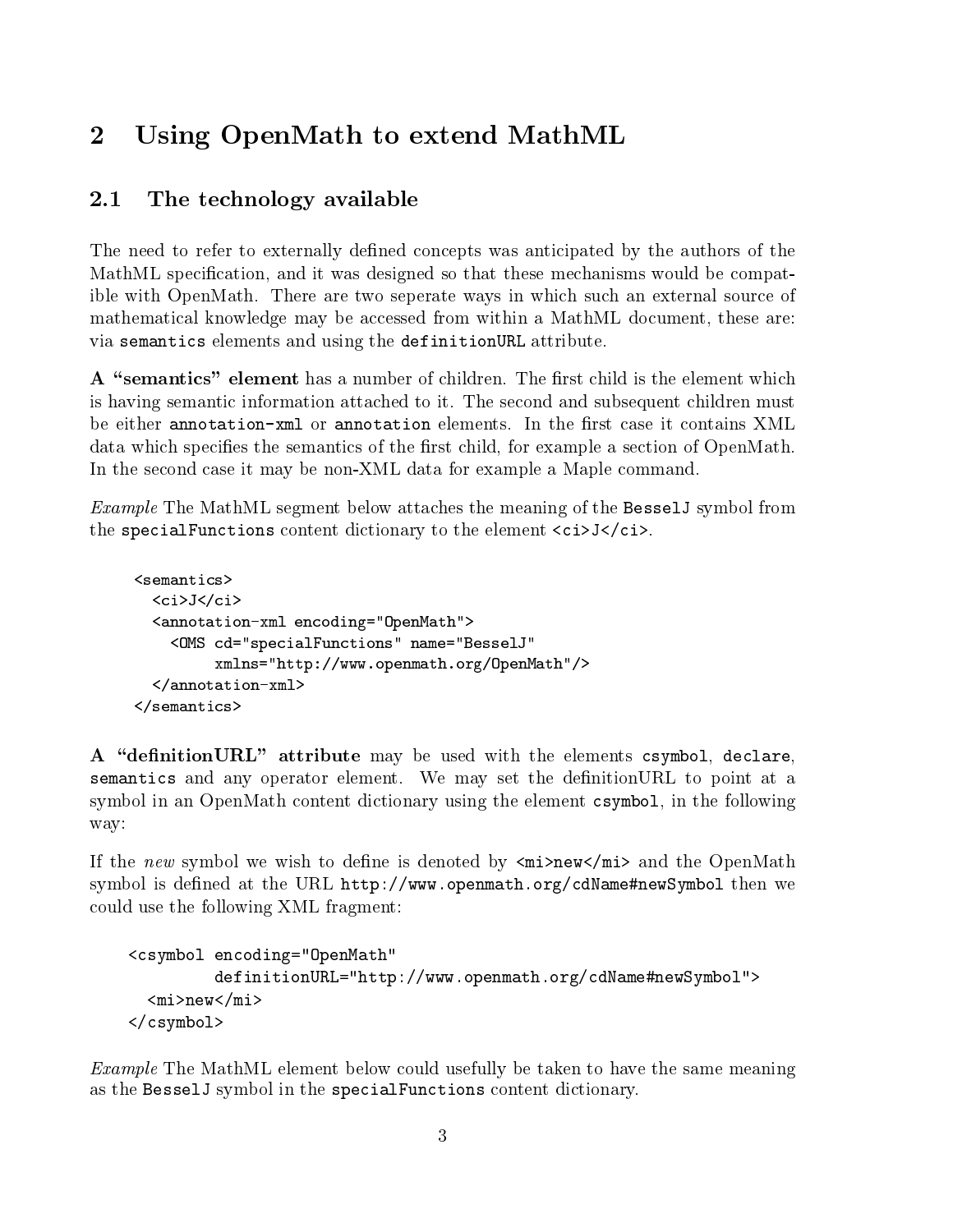# 2 Using OpenMath to extend MathML

## 2.1 The technology available

The need to refer to externally defined concepts was anticipated by the authors of the MathML specification, and it was designed so that these mechanisms would be compatible with OpenMath. There are two seperate ways in which such an external source of mathematical knowledge may be accessed from within a MathML document, these are: via `semantics` elements and using the `definitionURL` attribute.

**A "semantics" element** has a number of children. The first child is the element which is having semantic information attached to it. The second and subsequent children must be either `annotation-xml` or `annotation` elements. In the first case it contains XML data which specifies the semantics of the first child, for example a section of OpenMath. In the second case it may be non-XML data for example a Maple command.

*Example* The MathML segment below attaches the meaning of the `BesselJ` symbol from the `specialFunctions` content dictionary to the element `<ci>J</ci>`.

```
<semantics>
  <ci>J</ci>
  <annotation-xml encoding="OpenMath">
    <OMS cd="specialFunctions" name="BesselJ"
         xmlns="http://www.openmath.org/OpenMath"/>
  </annotation-xml>
</semantics>
```

**A "definitionURL" attribute** may be used with the elements `csymbol`, `declare`, `semantics` and any operator element. We may set the definitionURL to point at a symbol in an OpenMath content dictionary using the element `csymbol`, in the following way:

If the *new* symbol we wish to define is denoted by `<mi>new</mi>` and the OpenMath symbol is defined at the URL `http://www.openmath.org/cdName#newSymbol` then we could use the following XML fragment:

```
<csymbol encoding="OpenMath"
         definitionURL="http://www.openmath.org/cdName#newSymbol">
  <mi>new</mi>
</csymbol>
```

*Example* The MathML element below could usefully be taken to have the same meaning as the `BesselJ` symbol in the `specialFunctions` content dictionary.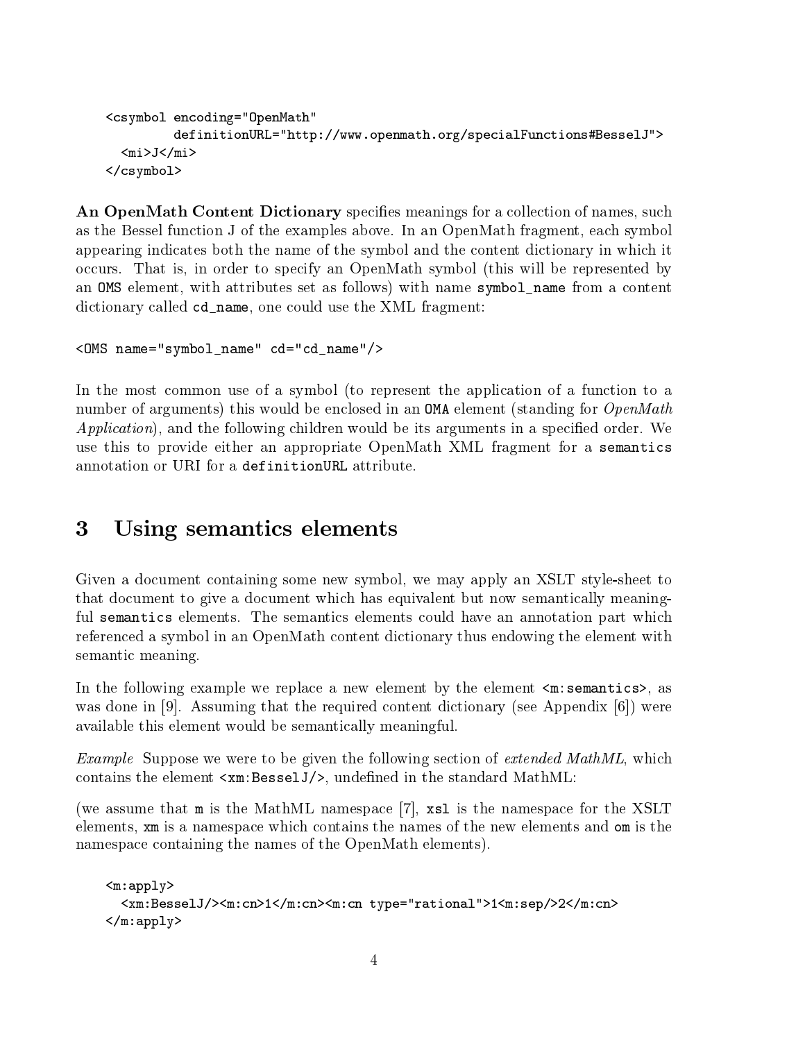```
<csymbol encoding="OpenMath"
         definitionURL="http://www.openmath.org/specialFunctions#BesselJ">
  <mi>J</mi>
</csymbol>
```

**An OpenMath Content Dictionary** specifies meanings for a collection of names, such as the Bessel function J of the examples above. In an OpenMath fragment, each symbol appearing indicates both the name of the symbol and the content dictionary in which it occurs. That is, in order to specify an OpenMath symbol (this will be represented by an `OMS` element, with attributes set as follows) with name `symbol_name` from a content dictionary called `cd_name`, one could use the XML fragment:

```
<OMS name="symbol_name" cd="cd_name"/>
```

In the most common use of a symbol (to represent the application of a function to a number of arguments) this would be enclosed in an `OMA` element (standing for *OpenMath Application*), and the following children would be its arguments in a specified order. We use this to provide either an appropriate OpenMath XML fragment for a `semantics` annotation or URI for a `definitionURL` attribute.

# 3 Using semantics elements

Given a document containing some new symbol, we may apply an XSLT style-sheet to that document to give a document which has equivalent but now semantically meaningful `semantics` elements. The semantics elements could have an annotation part which referenced a symbol in an OpenMath content dictionary thus endowing the element with semantic meaning.

In the following example we replace a new element by the element `<m:semantics>`, as was done in [9]. Assuming that the required content dictionary (see Appendix [6]) were available this element would be semantically meaningful.

*Example* Suppose we were to be given the following section of *extended MathML*, which contains the element `<xm:BesselJ/>`, undefined in the standard MathML:

(we assume that `m` is the MathML namespace [7], `xsl` is the namespace for the XSLT elements, `xm` is a namespace which contains the names of the new elements and `om` is the namespace containing the names of the OpenMath elements).

```
<m:apply>
  <xm:BesselJ/><m:cn>1</m:cn><m:cn type="rational">1<m:sep/>2</m:cn>
</m:apply>
```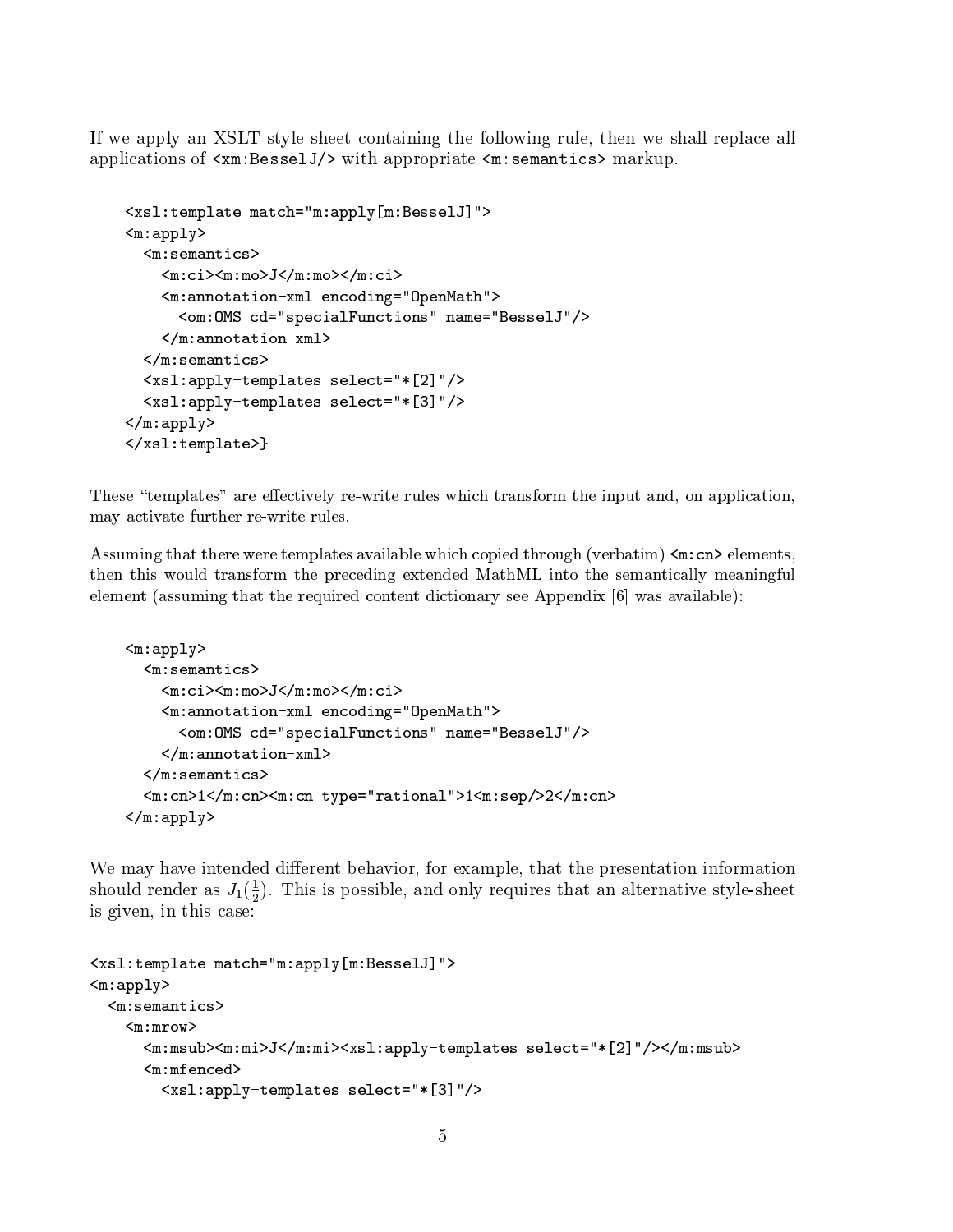If we apply an XSLT style sheet containing the following rule, then we shall replace all applications of `<xm:BesselJ/>` with appropriate `<m:semantics>` markup.

```
<xsl:template match="m:apply[m:BesselJ]">
<m:apply>
  <m:semantics>
    <m:ci><m:mo>J</m:mo></m:ci>
    <m:annotation-xml encoding="OpenMath">
      <om:OMS cd="specialFunctions" name="BesselJ"/>
    </m:annotation-xml>
  </m:semantics>
  <xsl:apply-templates select="*[2]"/>
  <xsl:apply-templates select="*[3]"/>
</m:apply>
</xsl:template>}
```

These “templates” are effectively re-write rules which transform the input and, on application, may activate further re-write rules.

Assuming that there were templates available which copied through (verbatim) `<m:cn>` elements, then this would transform the preceding extended MathML into the semantically meaningful element (assuming that the required content dictionary see Appendix [6] was available):

```
<m:apply>
  <m:semantics>
    <m:ci><m:mo>J</m:mo></m:ci>
    <m:annotation-xml encoding="OpenMath">
      <om:OMS cd="specialFunctions" name="BesselJ"/>
    </m:annotation-xml>
  </m:semantics>
  <m:cn>1</m:cn><m:cn type="rational">1<m:sep/>2</m:cn>
</m:apply>
```

We may have intended different behavior, for example, that the presentation information should render as $J_1(\frac{1}{2})$. This is possible, and only requires that an alternative style-sheet is given, in this case:

```
<xsl:template match="m:apply[m:BesselJ]">
<m:apply>
  <m:semantics>
    <m:mrow>
      <m:msub><m:mi>J</m:mi><xsl:apply-templates select="*[2]"/></m:msub>
      <m:mfenced>
        <xsl:apply-templates select="*[3]"/>
```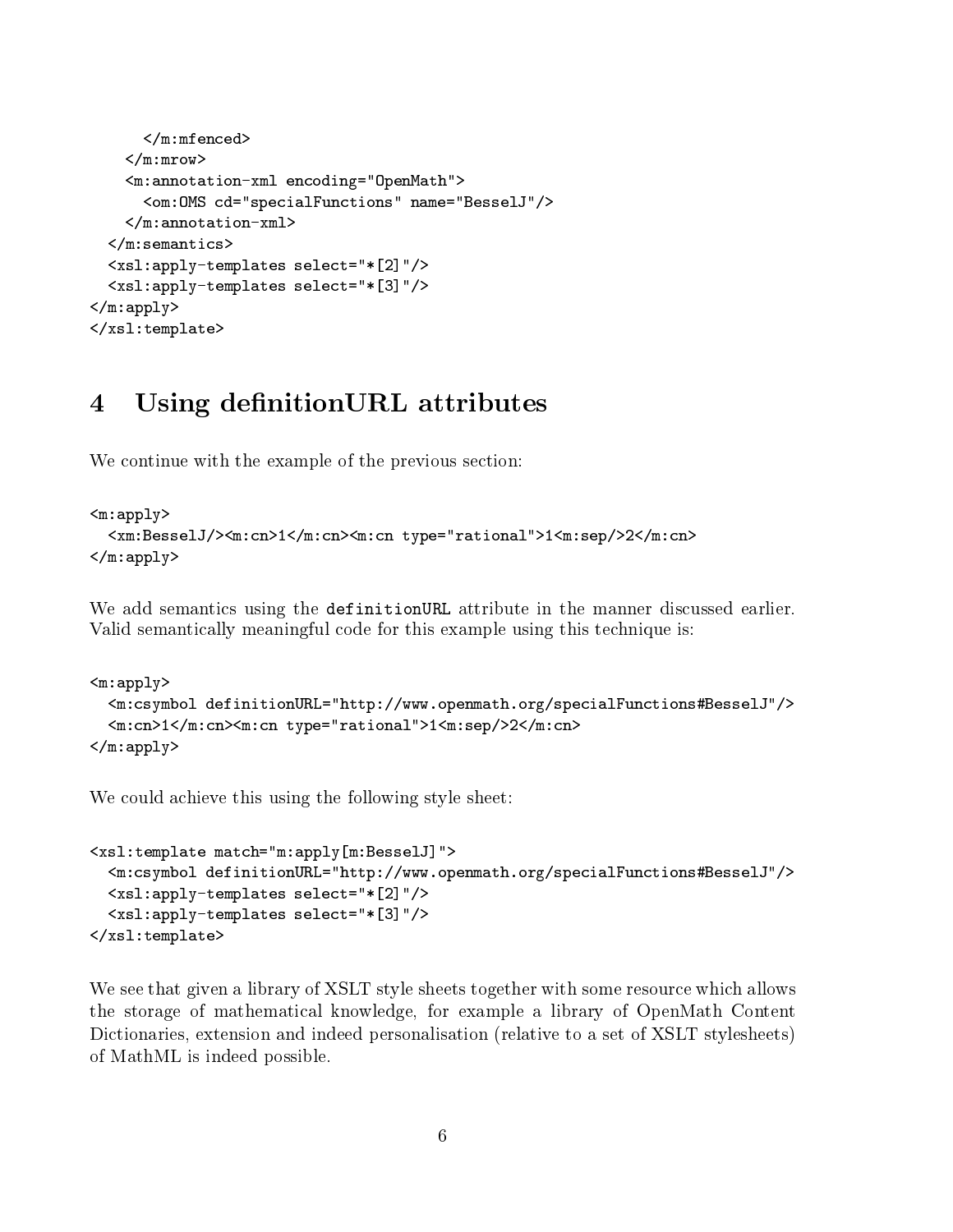```
      </m:mfenced>
    </m:mrow>
    <m:annotation-xml encoding="OpenMath">
      <om:OMS cd="specialFunctions" name="BesselJ"/>
    </m:annotation-xml>
  </m:semantics>
  <xsl:apply-templates select="*[2]"/>
  <xsl:apply-templates select="*[3]"/>
</m:apply>
</xsl:template>
```

# 4 Using definitionURL attributes

We continue with the example of the previous section:

```
<m:apply>
  <xm:BesselJ/><m:cn>1</m:cn><m:cn type="rational">1<m:sep/>2</m:cn>
</m:apply>
```

We add semantics using the `definitionURL` attribute in the manner discussed earlier. Valid semantically meaningful code for this example using this technique is:

```
<m:apply>
  <m:csymbol definitionURL="http://www.openmath.org/specialFunctions#BesselJ"/>
  <m:cn>1</m:cn><m:cn type="rational">1<m:sep/>2</m:cn>
</m:apply>
```

We could achieve this using the following style sheet:

```
<xsl:template match="m:apply[m:BesselJ]">
  <m:csymbol definitionURL="http://www.openmath.org/specialFunctions#BesselJ"/>
  <xsl:apply-templates select="*[2]"/>
  <xsl:apply-templates select="*[3]"/>
</xsl:template>
```

We see that given a library of XSLT style sheets together with some resource which allows the storage of mathematical knowledge, for example a library of OpenMath Content Dictionaries, extension and indeed personalisation (relative to a set of XSLT stylesheets) of MathML is indeed possible.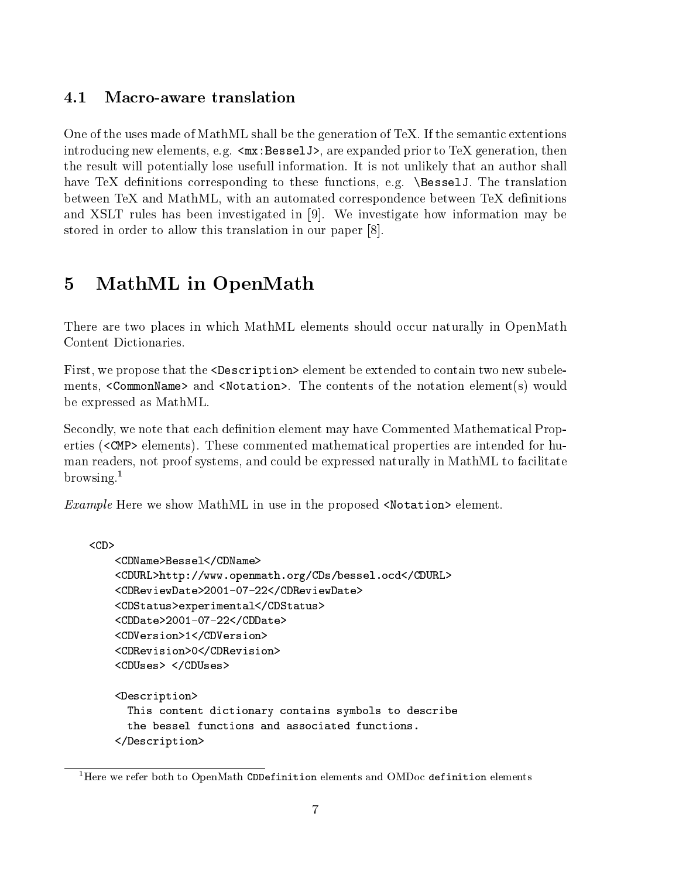### 4.1 Macro-aware translation

One of the uses made of MathML shall be the generation of TeX. If the semantic extentions introducing new elements, e.g. `<mx:BesselJ>`, are expanded prior to TeX generation, then the result will potentially lose usefull information. It is not unlikely that an author shall have TeX definitions corresponding to these functions, e.g. `\BesselJ`. The translation between TeX and MathML, with an automated correspondence between TeX definitions and XSLT rules has been investigated in [9]. We investigate how information may be stored in order to allow this translation in our paper [8].

## 5 MathML in OpenMath

There are two places in which MathML elements should occur naturally in OpenMath Content Dictionaries.

First, we propose that the `<Description>` element be extended to contain two new subelements, `<CommonName>` and `<Notation>`. The contents of the notation element(s) would be expressed as MathML.

Secondly, we note that each definition element may have Commented Mathematical Properties (`<CMP>` elements). These commented mathematical properties are intended for human readers, not proof systems, and could be expressed naturally in MathML to facilitate browsing.[1]

*Example* Here we show MathML in use in the proposed `<Notation>` element.

```
<CD>
    <CDName>Bessel</CDName>
    <CDURL>http://www.openmath.org/CDs/bessel.ocd</CDURL>
    <CDReviewDate>2001-07-22</CDReviewDate>
    <CDStatus>experimental</CDStatus>
    <CDDate>2001-07-22</CDDate>
    <CDVersion>1</CDVersion>
    <CDRevision>0</CDRevision>
    <CDUses> </CDUses>

    <Description>
      This content dictionary contains symbols to describe
      the bessel functions and associated functions.
    </Description>
```

[1] Here we refer both to OpenMath `CDDefinition` elements and OMDoc `definition` elements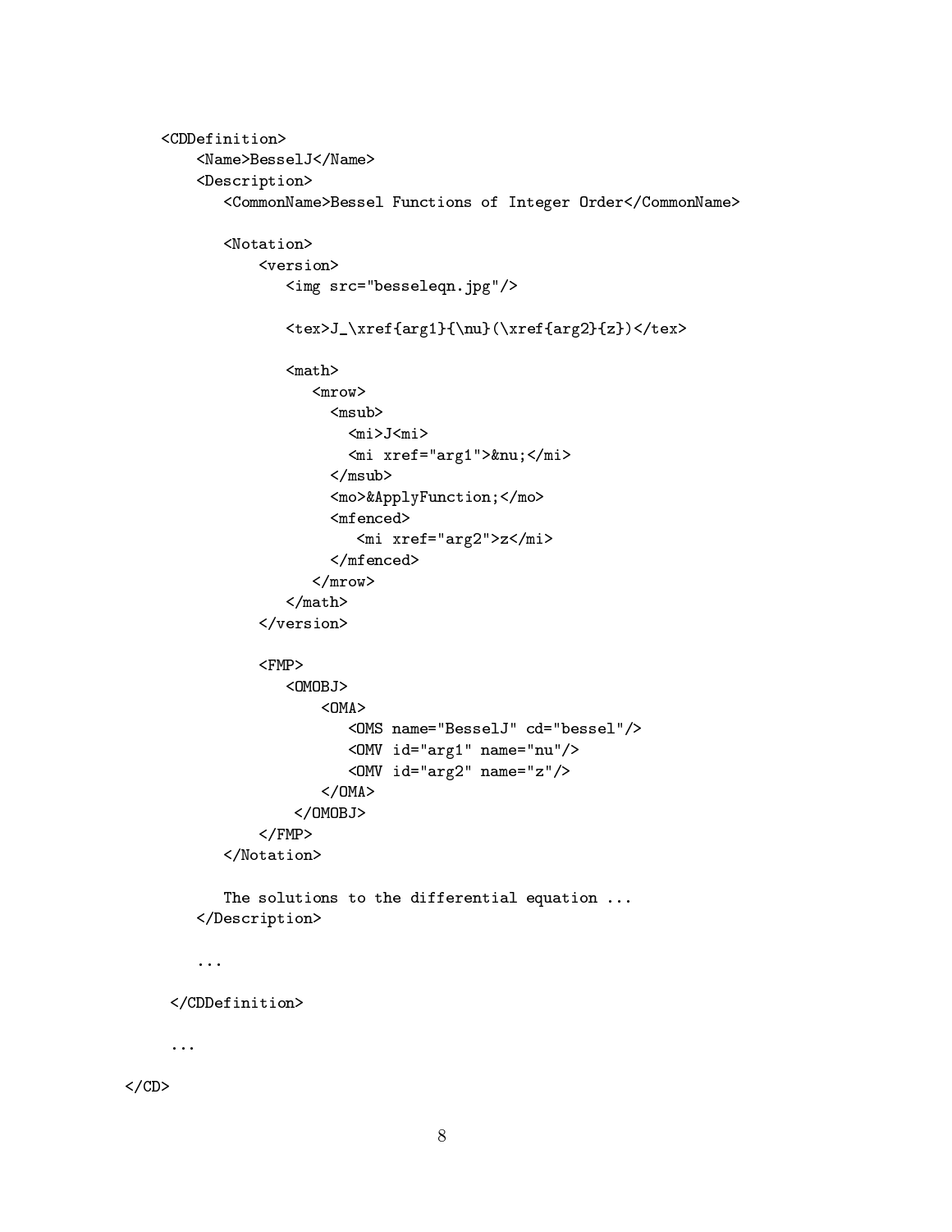```
    <CDDefinition>
        <Name>BesselJ</Name>
        <Description>
           <CommonName>Bessel Functions of Integer Order</CommonName>

           <Notation>
               <version>
                  <img src="besseleqn.jpg"/>

                  <tex>J_\xref{arg1}{\nu}(\xref{arg2}{z})</tex>

                  <math>
                     <mrow>
                       <msub>
                         <mi>J<mi>
                         <mi xref="arg1">&nu;</mi>
                       </msub>
                       <mo>&ApplyFunction;</mo>
                       <mfenced>
                          <mi xref="arg2">z</mi>
                       </mfenced>
                     </mrow>
                  </math>
               </version>

               <FMP>
                  <OMOBJ>
                      <OMA>
                         <OMS name="BesselJ" cd="bessel"/>
                         <OMV id="arg1" name="nu"/>
                         <OMV id="arg2" name="z"/>
                      </OMA>
                   </OMOBJ>
               </FMP>
           </Notation>

           The solutions to the differential equation ...
        </Description>

        ...

     </CDDefinition>

     ...

</CD>
```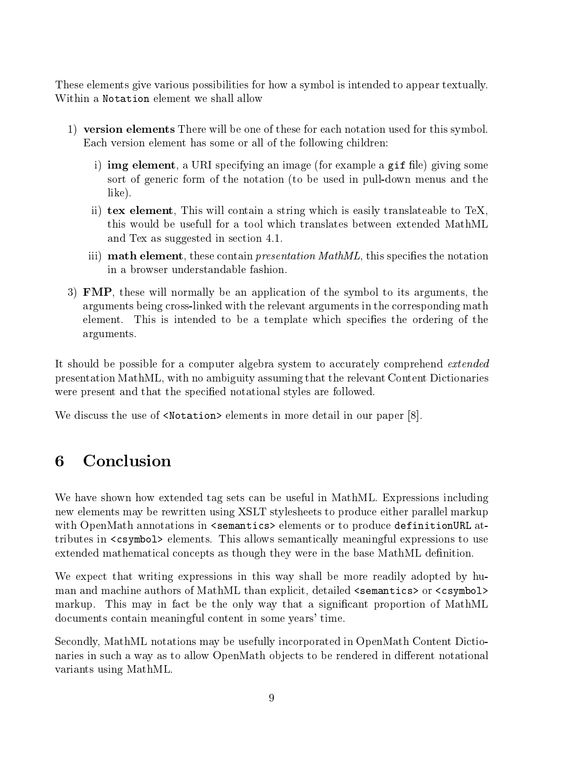These elements give various possibilities for how a symbol is intended to appear textually. Within a `Notation` element we shall allow

1) **version elements** There will be one of these for each notation used for this symbol. Each version element has some or all of the following children:

   i) **img element**, a URI specifying an image (for example a `gif` file) giving some sort of generic form of the notation (to be used in pull-down menus and the like).

   ii) **tex element**, This will contain a string which is easily translateable to TeX, this would be usefull for a tool which translates between extended MathML and Tex as suggested in section 4.1.

   iii) **math element**, these contain *presentation MathML*, this specifies the notation in a browser understandable fashion.

3) **FMP**, these will normally be an application of the symbol to its arguments, the arguments being cross-linked with the relevant arguments in the corresponding math element. This is intended to be a template which specifies the ordering of the arguments.

It should be possible for a computer algebra system to accurately comprehend *extended* presentation MathML, with no ambiguity assuming that the relevant Content Dictionaries were present and that the specified notational styles are followed.

We discuss the use of `<Notation>` elements in more detail in our paper [8].

# 6 Conclusion

We have shown how extended tag sets can be useful in MathML. Expressions including new elements may be rewritten using XSLT stylesheets to produce either parallel markup with OpenMath annotations in `<semantics>` elements or to produce `definitionURL` attributes in `<csymbol>` elements. This allows semantically meaningful expressions to use extended mathematical concepts as though they were in the base MathML definition.

We expect that writing expressions in this way shall be more readily adopted by human and machine authors of MathML than explicit, detailed `<semantics>` or `<csymbol>` markup. This may in fact be the only way that a significant proportion of MathML documents contain meaningful content in some years' time.

Secondly, MathML notations may be usefully incorporated in OpenMath Content Dictionaries in such a way as to allow OpenMath objects to be rendered in different notational variants using MathML.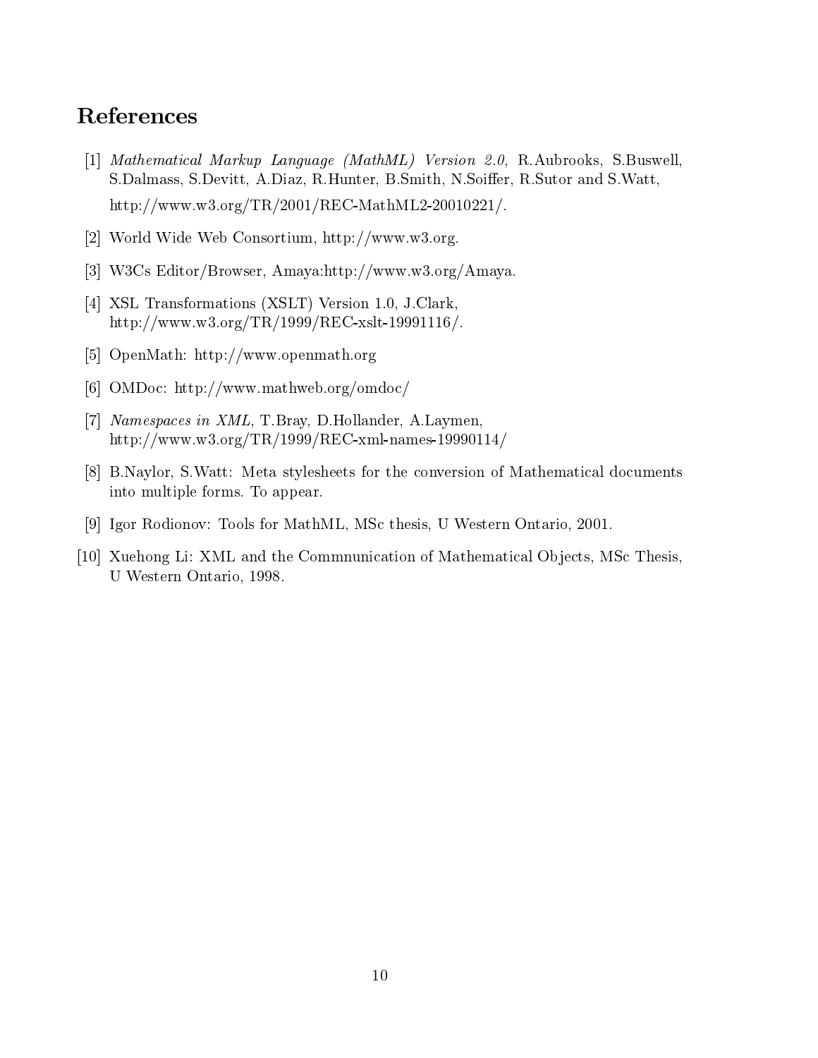# References

[1] *Mathematical Markup Language (MathML) Version 2.0*, R.Aubrooks, S.Buswell, S.Dalmass, S.Devitt, A.Diaz, R.Hunter, B.Smith, N.Soiffer, R.Sutor and S.Watt, http://www.w3.org/TR/2001/REC-MathML2-20010221/.

[2] World Wide Web Consortium, http://www.w3.org.

[3] W3Cs Editor/Browser, Amaya:http://www.w3.org/Amaya.

[4] XSL Transformations (XSLT) Version 1.0, J.Clark, http://www.w3.org/TR/1999/REC-xslt-19991116/.

[5] OpenMath: http://www.openmath.org

[6] OMDoc: http://www.mathweb.org/omdoc/

[7] *Namespaces in XML*, T.Bray, D.Hollander, A.Laymen, http://www.w3.org/TR/1999/REC-xml-names-19990114/

[8] B.Naylor, S.Watt: Meta stylesheets for the conversion of Mathematical documents into multiple forms. To appear.

[9] Igor Rodionov: Tools for MathML, MSc thesis, U Western Ontario, 2001.

[10] Xuehong Li: XML and the Commnunication of Mathematical Objects, MSc Thesis, U Western Ontario, 1998.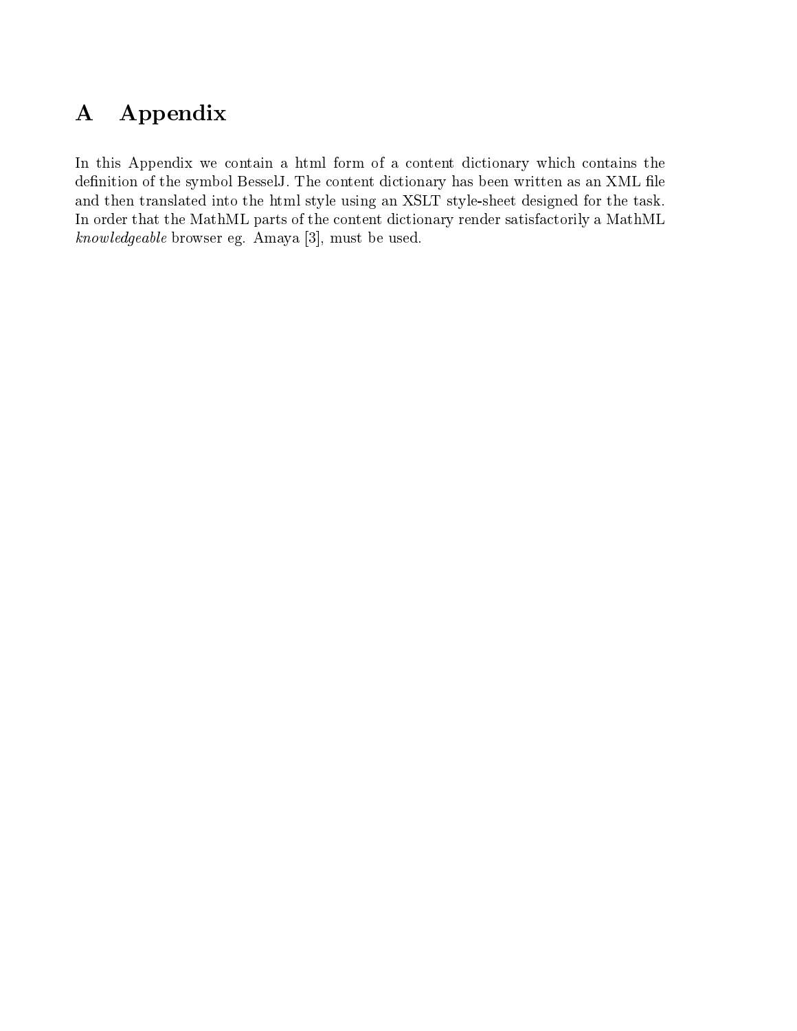# A Appendix

In this Appendix we contain a html form of a content dictionary which contains the definition of the symbol BesselJ. The content dictionary has been written as an XML file and then translated into the html style using an XSLT style-sheet designed for the task. In order that the MathML parts of the content dictionary render satisfactorily a MathML *knowledgeable* browser eg. Amaya [3], must be used.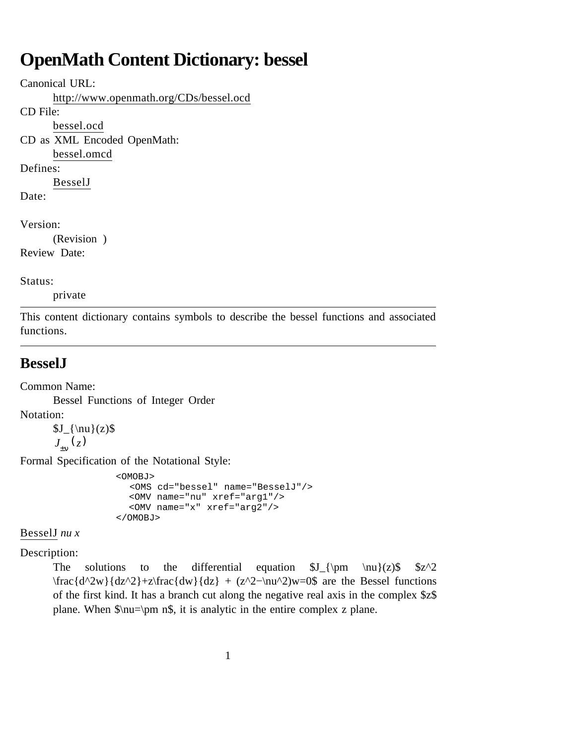# OpenMath Content Dictionary: bessel

Canonical URL:
: http://www.openmath.org/CDs/bessel.ocd

CD File:
: bessel.ocd

CD as XML Encoded OpenMath:
: bessel.omcd

Defines:
: BesselJ

Date:

Version:
: (Revision )

Review Date:

Status:
: private

---

This content dictionary contains symbols to describe the bessel functions and associated functions.

---

## BesselJ

Common Name:
: Bessel Functions of Integer Order

Notation:
: $J_{\nu}(z)$
: $J_{\pm\nu}(z)$

Formal Specification of the Notational Style:

```
<OMOBJ>
  <OMS cd="bessel" name="BesselJ"/>
  <OMV name="nu" xref="arg1"/>
  <OMV name="x" xref="arg2"/>
</OMOBJ>
```

BesselJ *nu x*

Description:
: The solutions to the differential equation $J_{\pm \nu}(z)$ $z^2 \frac{d^2w}{dz^2}+z\frac{dw}{dz} + (z^2-\nu^2)w=0$ are the Bessel functions of the first kind. It has a branch cut along the negative real axis in the complex $z$ plane. When $\nu=\pm n$, it is analytic in the entire complex z plane.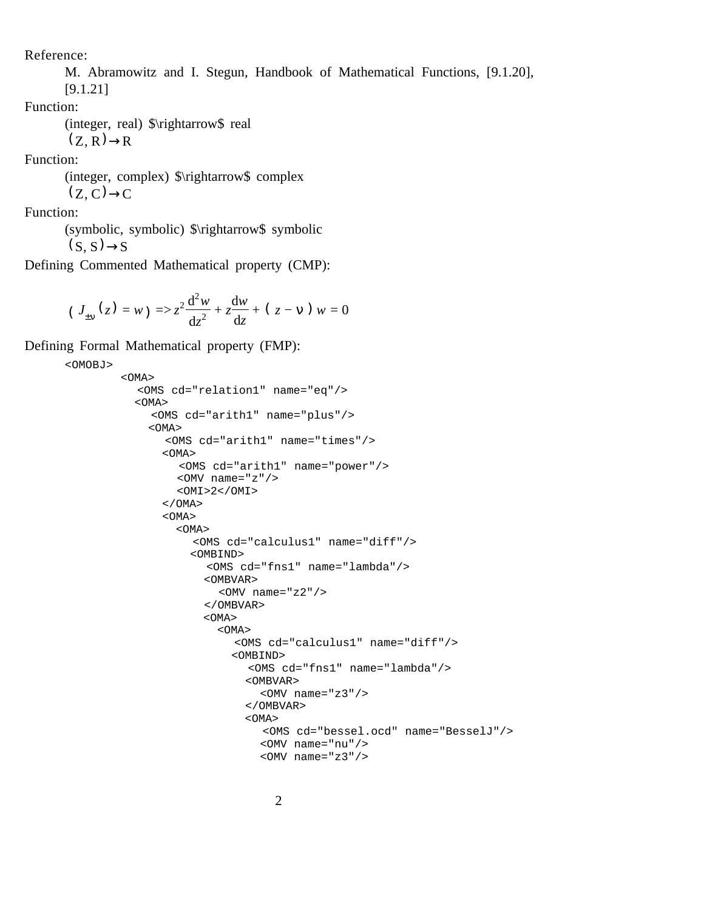Reference:

M. Abramowitz and I. Stegun, Handbook of Mathematical Functions, [9.1.20], [9.1.21]

Function:

(integer, real) $\rightarrow$ real

$(Z, R) \rightarrow R$

Function:

(integer, complex) $\rightarrow$ complex

$(Z, C) \rightarrow C$

Function:

(symbolic, symbolic) $\rightarrow$ symbolic

$(S, S) \rightarrow S$

Defining Commented Mathematical property (CMP):

$$( J_{\pm\nu}(z) = w ) => z^2 \frac{d^2 w}{dz^2} + z \frac{dw}{dz} + ( z - \nu ) w = 0$$

Defining Formal Mathematical property (FMP):

```
<OMOBJ>
        <OMA>
          <OMS cd="relation1" name="eq"/>
          <OMA>
            <OMS cd="arith1" name="plus"/>
            <OMA>
              <OMS cd="arith1" name="times"/>
              <OMA>
                <OMS cd="arith1" name="power"/>
                <OMV name="z"/>
                <OMI>2</OMI>
              </OMA>
              <OMA>
                <OMA>
                  <OMS cd="calculus1" name="diff"/>
                  <OMBIND>
                    <OMS cd="fns1" name="lambda"/>
                    <OMBVAR>
                      <OMV name="z2"/>
                    </OMBVAR>
                    <OMA>
                      <OMA>
                        <OMS cd="calculus1" name="diff"/>
                        <OMBIND>
                          <OMS cd="fns1" name="lambda"/>
                          <OMBVAR>
                            <OMV name="z3"/>
                          </OMBVAR>
                          <OMA>
                            <OMS cd="bessel.ocd" name="BesselJ"/>
                            <OMV name="nu"/>
                            <OMV name="z3"/>
```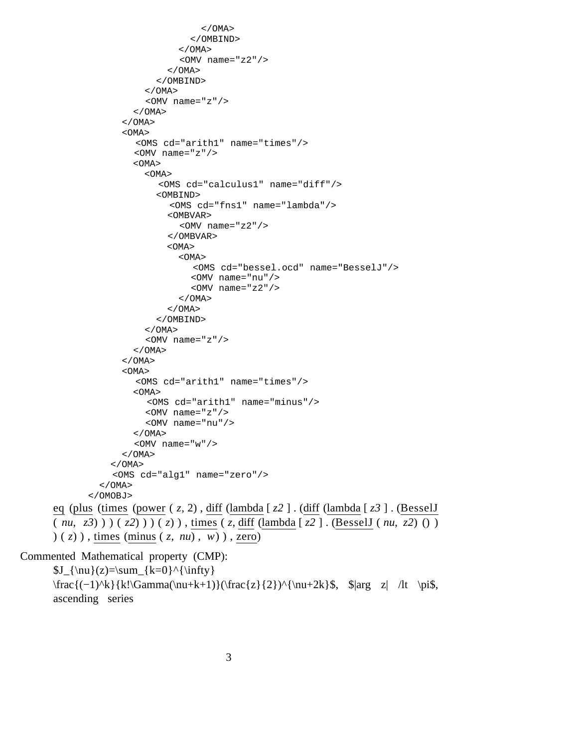```
                              </OMA>
                            </OMBIND>
                          </OMA>
                          <OMV name="z2"/>
                        </OMA>
                      </OMBIND>
                    </OMA>
                    <OMV name="z"/>
                  </OMA>
                </OMA>
                <OMA>
                  <OMS cd="arith1" name="times"/>
                  <OMV name="z"/>
                  <OMA>
                    <OMA>
                      <OMS cd="calculus1" name="diff"/>
                      <OMBIND>
                        <OMS cd="fns1" name="lambda"/>
                        <OMBVAR>
                          <OMV name="z2"/>
                        </OMBVAR>
                        <OMA>
                          <OMA>
                            <OMS cd="bessel.ocd" name="BesselJ"/>
                            <OMV name="nu"/>
                            <OMV name="z2"/>
                          </OMA>
                        </OMA>
                      </OMBIND>
                    </OMA>
                    <OMV name="z"/>
                  </OMA>
                </OMA>
                <OMA>
                  <OMS cd="arith1" name="times"/>
                  <OMA>
                    <OMS cd="arith1" name="minus"/>
                    <OMV name="z"/>
                    <OMV name="nu"/>
                  </OMA>
                  <OMV name="w"/>
                </OMA>
              </OMA>
              <OMS cd="alg1" name="zero"/>
            </OMA>
          </OMOBJ>
```

eq (plus (times (power ( *z*, 2) , diff (lambda [ *z2* ] . (diff (lambda [ *z3* ] . (BesselJ ( *nu*, *z3*) ) ) ( *z2*) ) ) ( *z*) ) , times ( *z*, diff (lambda [ *z2* ] . (BesselJ ( *nu*, *z2*) () ) ) ( *z*) ) , times (minus ( *z*, *nu*) , *w*) ) , zero)

Commented Mathematical property (CMP):

$J_{\nu}(z)=\sum_{k=0}^{\infty} \frac{(−1)^k}{k!\Gamma(\nu+k+1)}(\frac{z}{2})^{\nu+2k}$, $|arg z| /lt \pi$, ascending series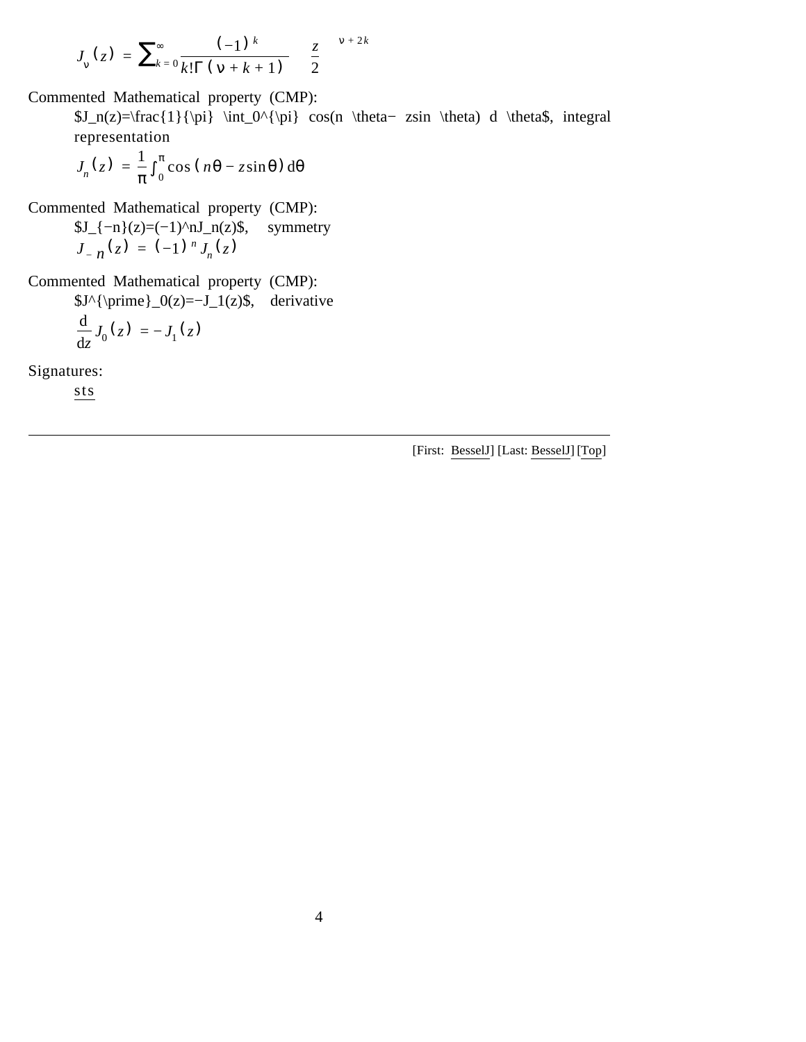$$J_\nu(z) = \sum_{k=0}^{\infty} \frac{(-1)^k}{k!\Gamma(\nu+k+1)} \left(\frac{z}{2}\right)^{\nu+2k}$$

Commented Mathematical property (CMP):

$J_n(z)=\frac{1}{\pi} \int_0^{\pi} cos(n \theta− zsin \theta) d \theta$, integral representation

$$J_n(z) = \frac{1}{\pi}\int_0^{\pi} \cos(n\theta - z\sin\theta)\, d\theta$$

Commented Mathematical property (CMP):

$J_{−n}(z)=(−1)^nJ_n(z)$, symmetry

$$J_{-n}(z) = (-1)^n J_n(z)$$

Commented Mathematical property (CMP):

$J^{\prime}_0(z)=−J_1(z)$, derivative

$$\frac{d}{dz} J_0(z) = -J_1(z)$$

Signatures:

sts

[First: BesselJ] [Last: BesselJ] [Top]